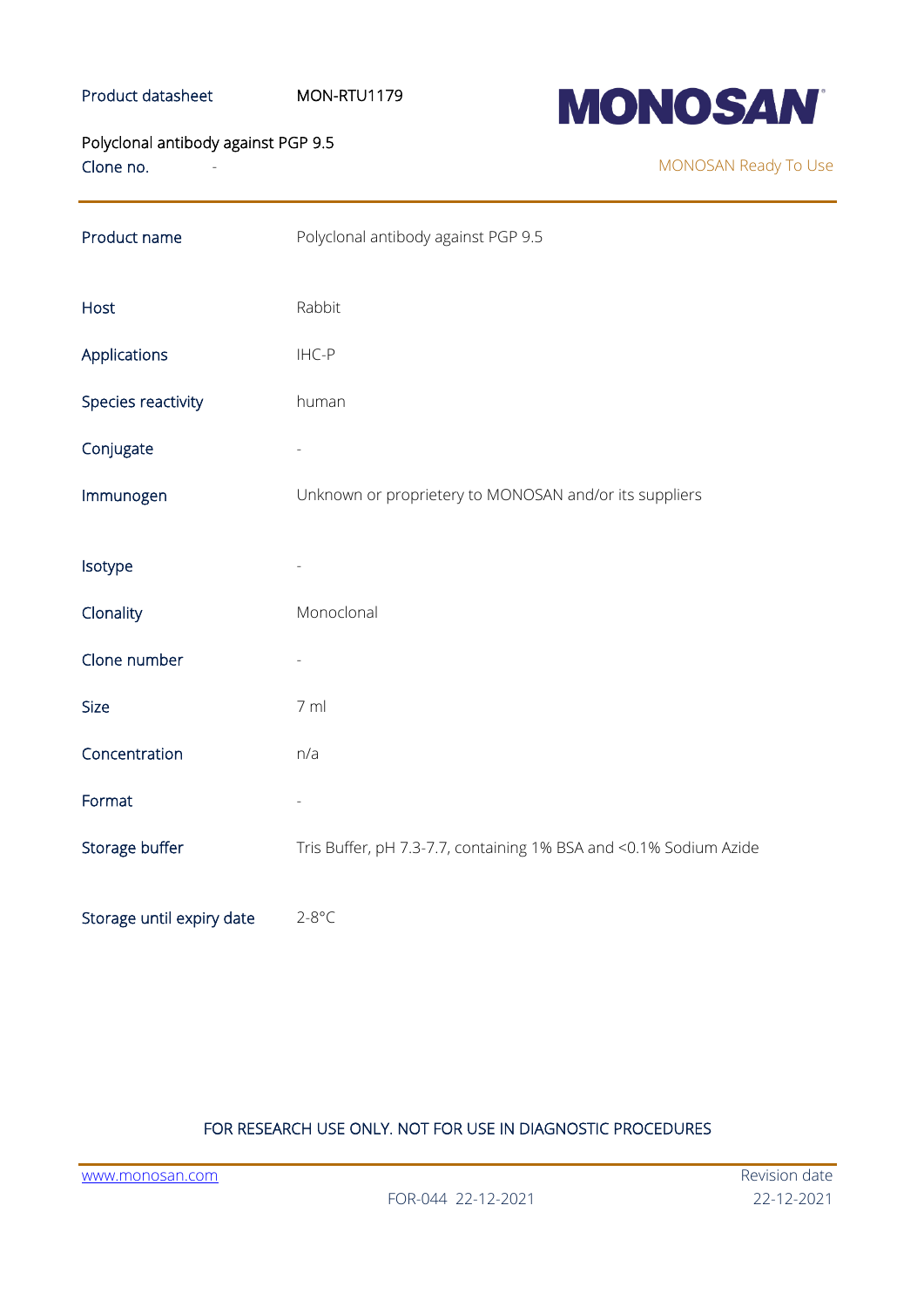Product datasheet MON-RTU1179

**MONOSAN**

Polyclonal antibody against PGP 9.5
Clone no. -

MONOSAN Ready To Use

| | |
|---|---|
| Product name | Polyclonal antibody against PGP 9.5 |
| Host | Rabbit |
| Applications | IHC-P |
| Species reactivity | human |
| Conjugate | - |
| Immunogen | Unknown or proprietery to MONOSAN and/or its suppliers |
| Isotype | - |
| Clonality | Monoclonal |
| Clone number | - |
| Size | 7 ml |
| Concentration | n/a |
| Format | - |
| Storage buffer | Tris Buffer, pH 7.3-7.7, containing 1% BSA and <0.1% Sodium Azide |
| Storage until expiry date | 2-8°C |

FOR RESEARCH USE ONLY. NOT FOR USE IN DIAGNOSTIC PROCEDURES

www.monosan.com

FOR-044 22-12-2021

Revision date 22-12-2021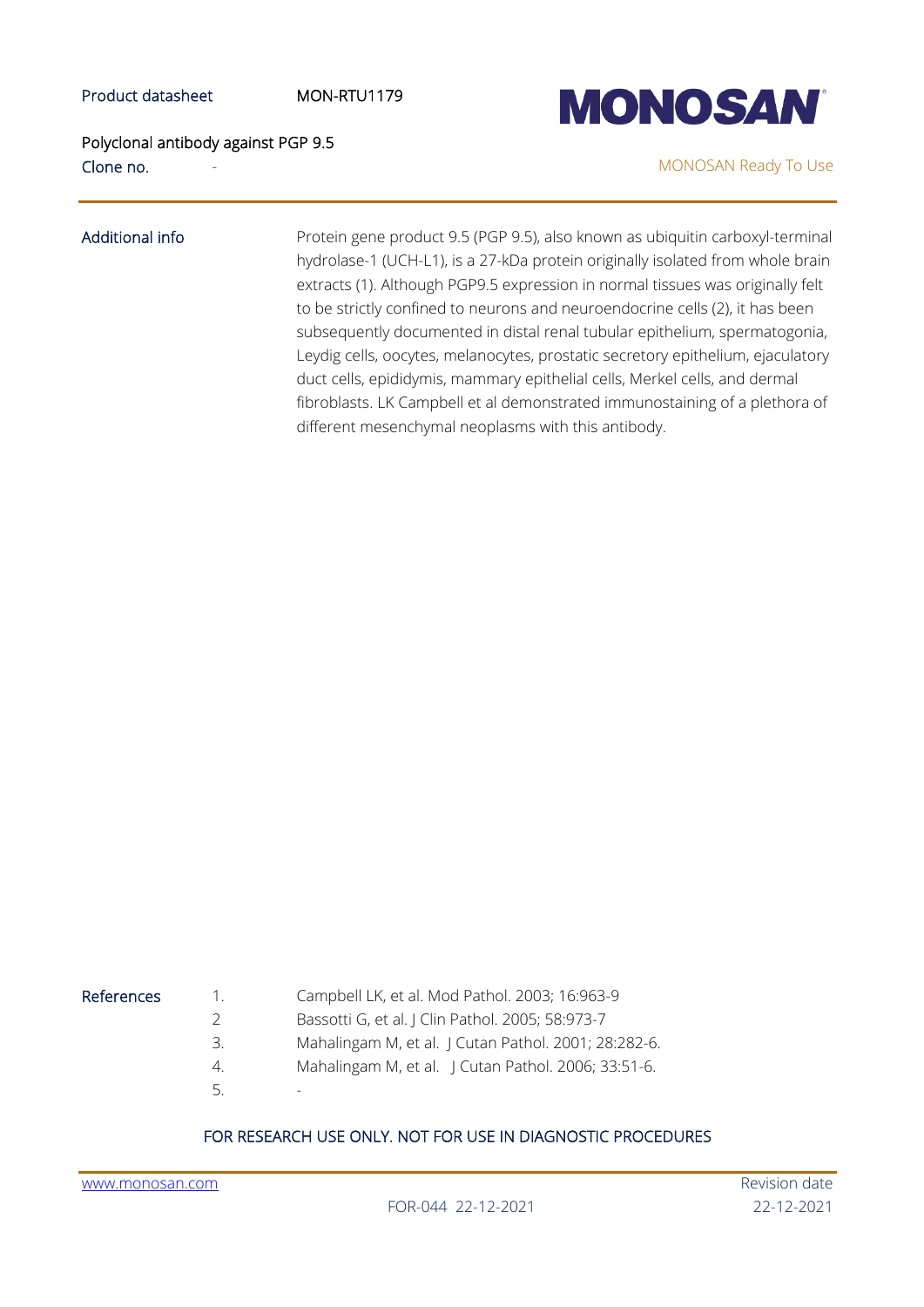Product datasheet MON-RTU1179

**MONOSAN**

Polyclonal antibody against PGP 9.5

Clone no. -

MONOSAN Ready To Use

## Additional info

Protein gene product 9.5 (PGP 9.5), also known as ubiquitin carboxyl-terminal hydrolase-1 (UCH-L1), is a 27-kDa protein originally isolated from whole brain extracts (1). Although PGP9.5 expression in normal tissues was originally felt to be strictly confined to neurons and neuroendocrine cells (2), it has been subsequently documented in distal renal tubular epithelium, spermatogonia, Leydig cells, oocytes, melanocytes, prostatic secretory epithelium, ejaculatory duct cells, epididymis, mammary epithelial cells, Merkel cells, and dermal fibroblasts. LK Campbell et al demonstrated immunostaining of a plethora of different mesenchymal neoplasms with this antibody.

## References

1. Campbell LK, et al. Mod Pathol. 2003; 16:963-9
2. Bassotti G, et al. J Clin Pathol. 2005; 58:973-7
3. Mahalingam M, et al. J Cutan Pathol. 2001; 28:282-6.
4. Mahalingam M, et al. J Cutan Pathol. 2006; 33:51-6.
5. -

FOR RESEARCH USE ONLY. NOT FOR USE IN DIAGNOSTIC PROCEDURES

www.monosan.com

FOR-044 22-12-2021

Revision date 22-12-2021